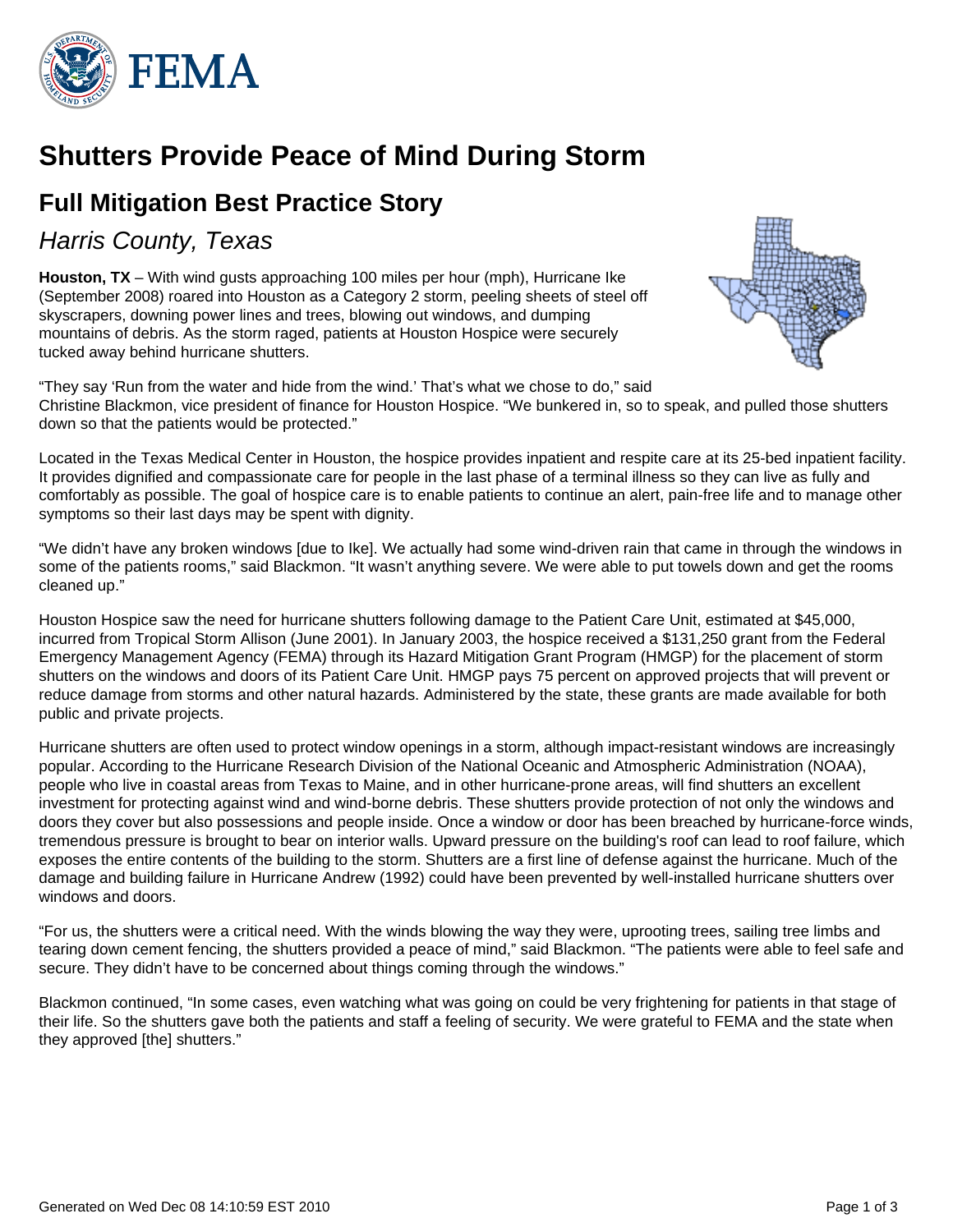# Shutters Provide Peace of Mind During Storm

## Full Mitigation Best Practice Story

*Harris County, Texas*

**Houston, TX** – With wind gusts approaching 100 miles per hour (mph), Hurricane Ike (September 2008) roared into Houston as a Category 2 storm, peeling sheets of steel off skyscrapers, downing power lines and trees, blowing out windows, and dumping mountains of debris. As the storm raged, patients at Houston Hospice were securely tucked away behind hurricane shutters.

"They say 'Run from the water and hide from the wind.' That's what we chose to do," said Christine Blackmon, vice president of finance for Houston Hospice. "We bunkered in, so to speak, and pulled those shutters down so that the patients would be protected."

Located in the Texas Medical Center in Houston, the hospice provides inpatient and respite care at its 25-bed inpatient facility. It provides dignified and compassionate care for people in the last phase of a terminal illness so they can live as fully and comfortably as possible. The goal of hospice care is to enable patients to continue an alert, pain-free life and to manage other symptoms so their last days may be spent with dignity.

"We didn't have any broken windows [due to Ike]. We actually had some wind-driven rain that came in through the windows in some of the patients rooms," said Blackmon. "It wasn't anything severe. We were able to put towels down and get the rooms cleaned up."

Houston Hospice saw the need for hurricane shutters following damage to the Patient Care Unit, estimated at $45,000, incurred from Tropical Storm Allison (June 2001). In January 2003, the hospice received a $131,250 grant from the Federal Emergency Management Agency (FEMA) through its Hazard Mitigation Grant Program (HMGP) for the placement of storm shutters on the windows and doors of its Patient Care Unit. HMGP pays 75 percent on approved projects that will prevent or reduce damage from storms and other natural hazards. Administered by the state, these grants are made available for both public and private projects.

Hurricane shutters are often used to protect window openings in a storm, although impact-resistant windows are increasingly popular. According to the Hurricane Research Division of the National Oceanic and Atmospheric Administration (NOAA), people who live in coastal areas from Texas to Maine, and in other hurricane-prone areas, will find shutters an excellent investment for protecting against wind and wind-borne debris. These shutters provide protection of not only the windows and doors they cover but also possessions and people inside. Once a window or door has been breached by hurricane-force winds, tremendous pressure is brought to bear on interior walls. Upward pressure on the building's roof can lead to roof failure, which exposes the entire contents of the building to the storm. Shutters are a first line of defense against the hurricane. Much of the damage and building failure in Hurricane Andrew (1992) could have been prevented by well-installed hurricane shutters over windows and doors.

"For us, the shutters were a critical need. With the winds blowing the way they were, uprooting trees, sailing tree limbs and tearing down cement fencing, the shutters provided a peace of mind," said Blackmon. "The patients were able to feel safe and secure. They didn't have to be concerned about things coming through the windows."

Blackmon continued, "In some cases, even watching what was going on could be very frightening for patients in that stage of their life. So the shutters gave both the patients and staff a feeling of security. We were grateful to FEMA and the state when they approved [the] shutters."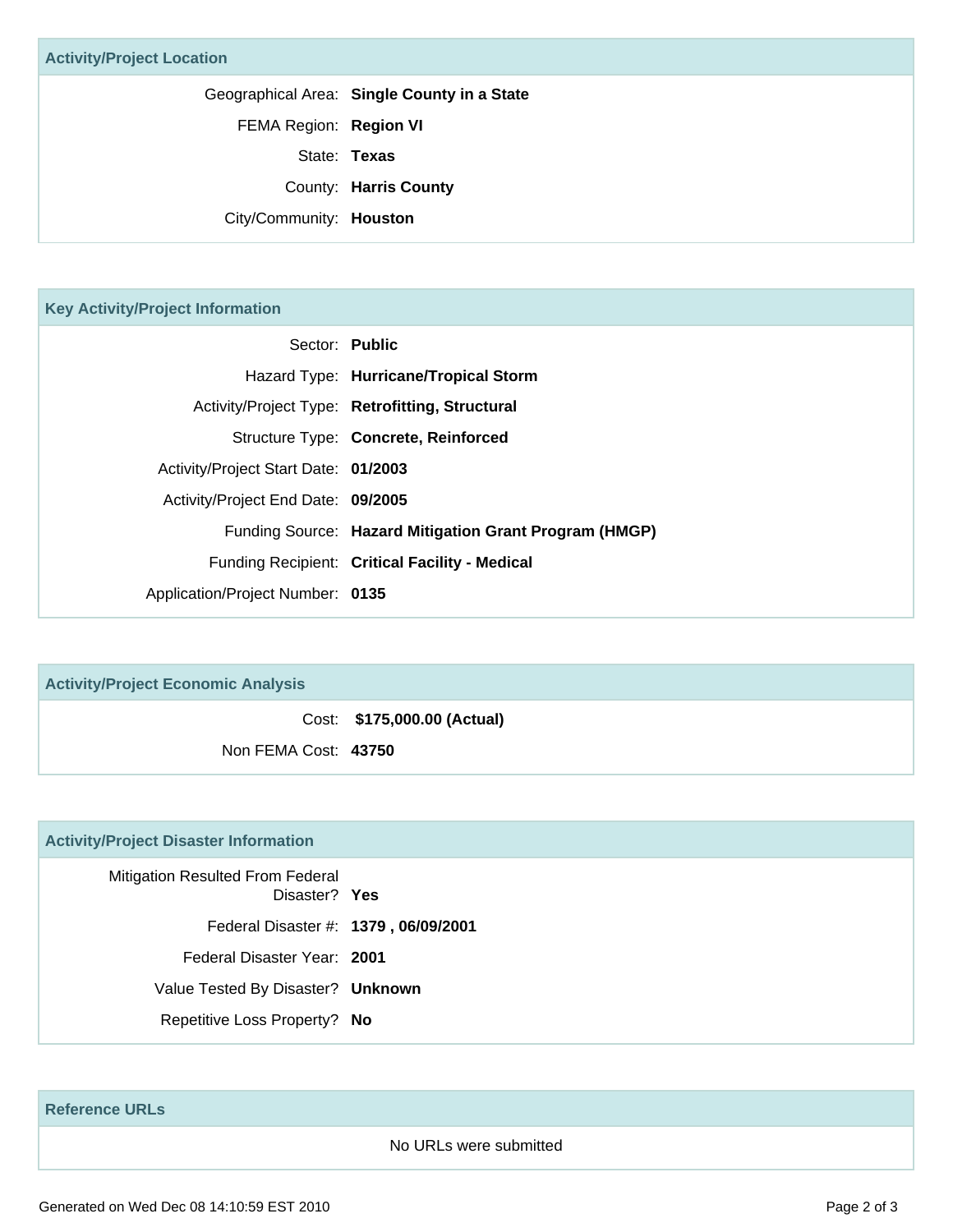## Activity/Project Location

| | |
|---|---|
| Geographical Area: | **Single County in a State** |
| FEMA Region: | **Region VI** |
| State: | **Texas** |
| County: | **Harris County** |
| City/Community: | **Houston** |

## Key Activity/Project Information

| | |
|---|---|
| Sector: | **Public** |
| Hazard Type: | **Hurricane/Tropical Storm** |
| Activity/Project Type: | **Retrofitting, Structural** |
| Structure Type: | **Concrete, Reinforced** |
| Activity/Project Start Date: | **01/2003** |
| Activity/Project End Date: | **09/2005** |
| Funding Source: | **Hazard Mitigation Grant Program (HMGP)** |
| Funding Recipient: | **Critical Facility - Medical** |
| Application/Project Number: | **0135** |

## Activity/Project Economic Analysis

| | |
|---|---|
| Cost: | **$175,000.00 (Actual)** |
| Non FEMA Cost: | **43750** |

## Activity/Project Disaster Information

| | |
|---|---|
| Mitigation Resulted From Federal Disaster? | **Yes** |
| Federal Disaster #: | **1379 , 06/09/2001** |
| Federal Disaster Year: | **2001** |
| Value Tested By Disaster? | **Unknown** |
| Repetitive Loss Property? | **No** |

## Reference URLs

No URLs were submitted

Generated on Wed Dec 08 14:10:59 EST 2010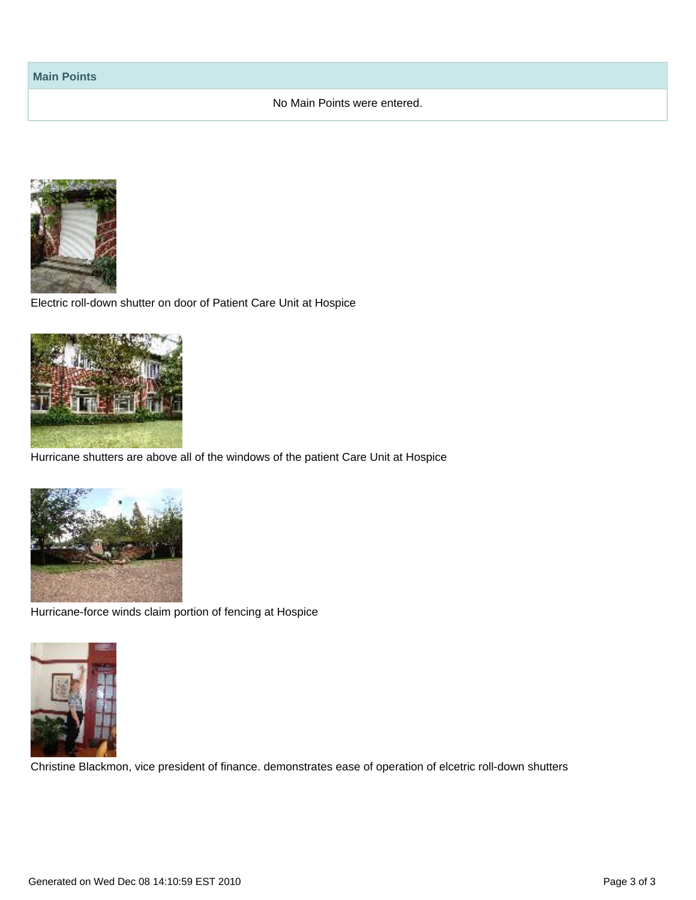## Main Points

No Main Points were entered.

Electric roll-down shutter on door of Patient Care Unit at Hospice

Hurricane shutters are above all of the windows of the patient Care Unit at Hospice

Hurricane-force winds claim portion of fencing at Hospice

Christine Blackmon, vice president of finance. demonstrates ease of operation of elcetric roll-down shutters

Generated on Wed Dec 08 14:10:59 EST 2010